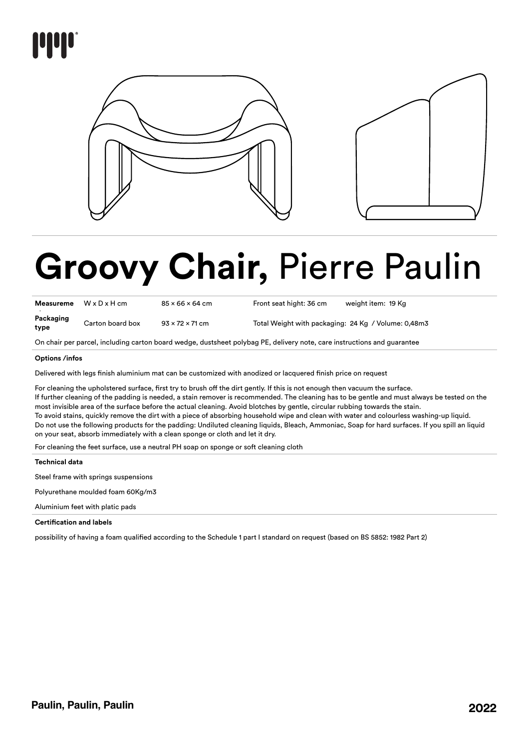# **Groovy Chair,** Pierre Paulin

| **Measureme** | W x D x H cm | 85 × 66 × 64 cm | Front seat hight: 36 cm | weight item: 19 Kg |
|---|---|---|---|---|
| **Packaging type** | Carton board box | 93 × 72 × 71 cm | Total Weight with packaging: 24 Kg / Volume: 0,48m3 | |

On chair per parcel, including carton board wedge, dustsheet polybag PE, delivery note, care instructions and guarantee

**Options /infos**

Delivered with legs finish aluminium mat can be customized with anodized or lacquered finish price on request

For cleaning the upholstered surface, first try to brush off the dirt gently. If this is not enough then vacuum the surface.
If further cleaning of the padding is needed, a stain remover is recommended. The cleaning has to be gentle and must always be tested on the most invisible area of the surface before the actual cleaning. Avoid blotches by gentle, circular rubbing towards the stain.
To avoid stains, quickly remove the dirt with a piece of absorbing household wipe and clean with water and colourless washing-up liquid.
Do not use the following products for the padding: Undiluted cleaning liquids, Bleach, Ammoniac, Soap for hard surfaces. If you spill an liquid on your seat, absorb immediately with a clean sponge or cloth and let it dry.

For cleaning the feet surface, use a neutral PH soap on sponge or soft cleaning cloth

**Technical data**

Steel frame with springs suspensions

Polyurethane moulded foam 60Kg/m3

Aluminium feet with platic pads

**Certification and labels**

possibility of having a foam qualified according to the Schedule 1 part I standard on request (based on BS 5852: 1982 Part 2)

**Paulin, Paulin, Paulin** **2022**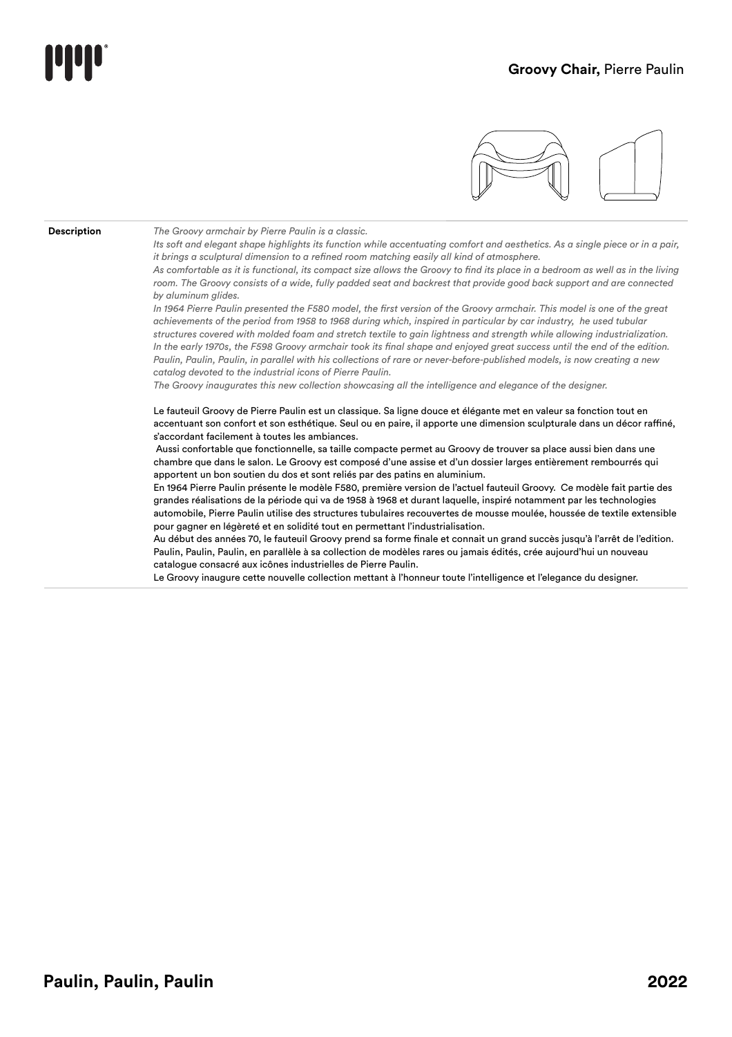## Groovy Chair, Pierre Paulin

**Description**

*The Groovy armchair by Pierre Paulin is a classic.*
*Its soft and elegant shape highlights its function while accentuating comfort and aesthetics. As a single piece or in a pair, it brings a sculptural dimension to a refined room matching easily all kind of atmosphere.*
*As comfortable as it is functional, its compact size allows the Groovy to find its place in a bedroom as well as in the living room. The Groovy consists of a wide, fully padded seat and backrest that provide good back support and are connected by aluminum glides.*
*In 1964 Pierre Paulin presented the F580 model, the first version of the Groovy armchair. This model is one of the great achievements of the period from 1958 to 1968 during which, inspired in particular by car industry, he used tubular structures covered with molded foam and stretch textile to gain lightness and strength while allowing industrialization.*
*In the early 1970s, the F598 Groovy armchair took its final shape and enjoyed great success until the end of the edition.*
*Paulin, Paulin, Paulin, in parallel with his collections of rare or never-before-published models, is now creating a new catalog devoted to the industrial icons of Pierre Paulin.*
*The Groovy inaugurates this new collection showcasing all the intelligence and elegance of the designer.*

Le fauteuil Groovy de Pierre Paulin est un classique. Sa ligne douce et élégante met en valeur sa fonction tout en accentuant son confort et son esthétique. Seul ou en paire, il apporte une dimension sculpturale dans un décor raffiné, s'accordant facilement à toutes les ambiances.
Aussi confortable que fonctionnelle, sa taille compacte permet au Groovy de trouver sa place aussi bien dans une chambre que dans le salon. Le Groovy est composé d'une assise et d'un dossier larges entièrement rembourrés qui apportent un bon soutien du dos et sont reliés par des patins en aluminium.
En 1964 Pierre Paulin présente le modèle F580, première version de l'actuel fauteuil Groovy. Ce modèle fait partie des grandes réalisations de la période qui va de 1958 à 1968 et durant laquelle, inspiré notamment par les technologies automobile, Pierre Paulin utilise des structures tubulaires recouvertes de mousse moulée, houssée de textile extensible pour gagner en légèreté et en solidité tout en permettant l'industrialisation.
Au début des années 70, le fauteuil Groovy prend sa forme finale et connait un grand succès jusqu'à l'arrêt de l'edition.
Paulin, Paulin, Paulin, en parallèle à sa collection de modèles rares ou jamais édités, crée aujourd'hui un nouveau catalogue consacré aux icônes industrielles de Pierre Paulin.
Le Groovy inaugure cette nouvelle collection mettant à l'honneur toute l'intelligence et l'elegance du designer.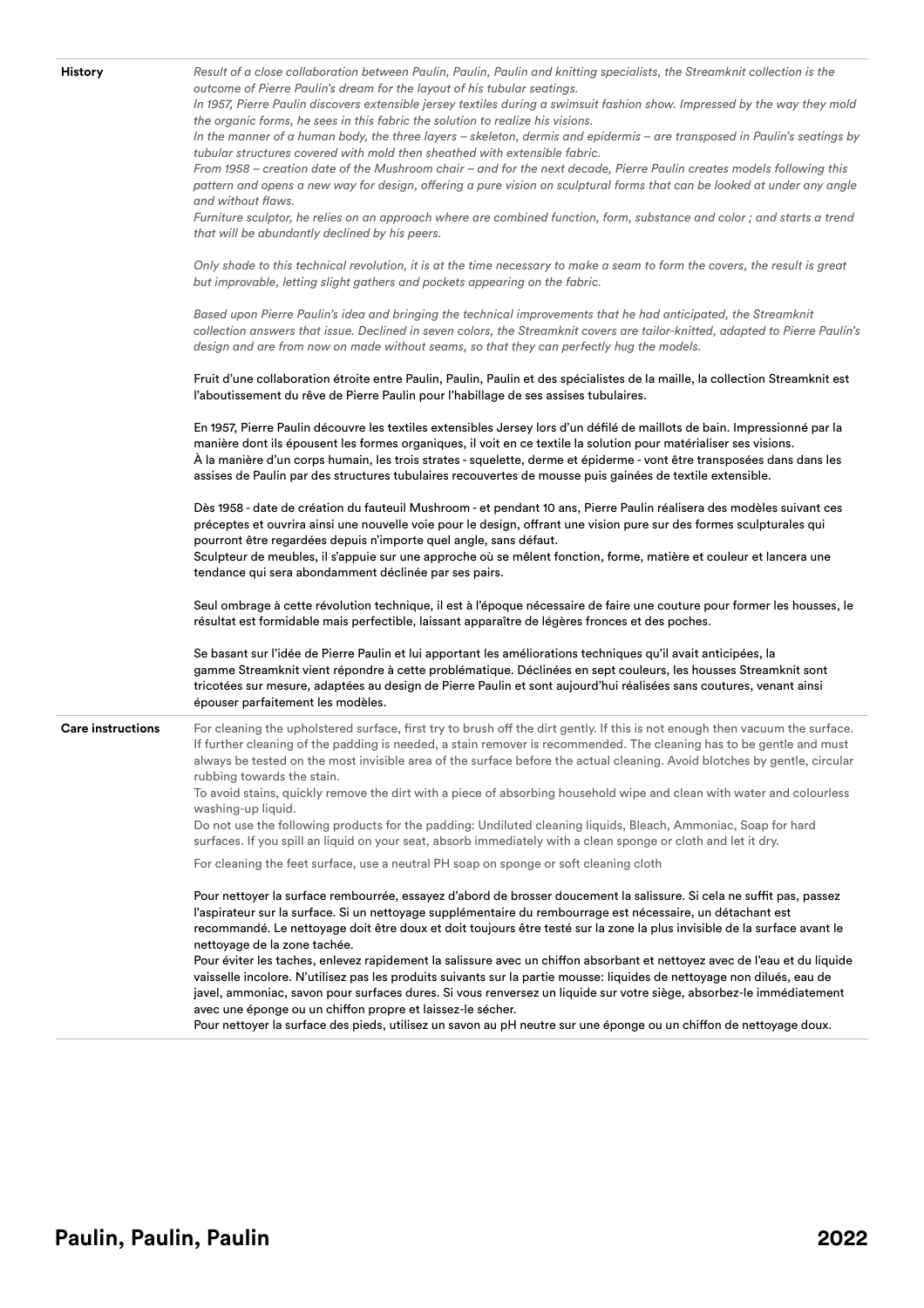**History**

*Result of a close collaboration between Paulin, Paulin, Paulin and knitting specialists, the Streamknit collection is the outcome of Pierre Paulin's dream for the layout of his tubular seatings.*
*In 1957, Pierre Paulin discovers extensible jersey textiles during a swimsuit fashion show. Impressed by the way they mold the organic forms, he sees in this fabric the solution to realize his visions.*
*In the manner of a human body, the three layers – skeleton, dermis and epidermis – are transposed in Paulin's seatings by tubular structures covered with mold then sheathed with extensible fabric.*
*From 1958 – creation date of the Mushroom chair – and for the next decade, Pierre Paulin creates models following this pattern and opens a new way for design, offering a pure vision on sculptural forms that can be looked at under any angle and without flaws.*
*Furniture sculptor, he relies on an approach where are combined function, form, substance and color ; and starts a trend that will be abundantly declined by his peers.*

*Only shade to this technical revolution, it is at the time necessary to make a seam to form the covers, the result is great but improvable, letting slight gathers and pockets appearing on the fabric.*

*Based upon Pierre Paulin's idea and bringing the technical improvements that he had anticipated, the Streamknit collection answers that issue. Declined in seven colors, the Streamknit covers are tailor-knitted, adapted to Pierre Paulin's design and are from now on made without seams, so that they can perfectly hug the models.*

Fruit d'une collaboration étroite entre Paulin, Paulin, Paulin et des spécialistes de la maille, la collection Streamknit est l'aboutissement du rêve de Pierre Paulin pour l'habillage de ses assises tubulaires.

En 1957, Pierre Paulin découvre les textiles extensibles Jersey lors d'un défilé de maillots de bain. Impressionné par la manière dont ils épousent les formes organiques, il voit en ce textile la solution pour matérialiser ses visions.
À la manière d'un corps humain, les trois strates - squelette, derme et épiderme - vont être transposées dans dans les assises de Paulin par des structures tubulaires recouvertes de mousse puis gainées de textile extensible.

Dès 1958 - date de création du fauteuil Mushroom - et pendant 10 ans, Pierre Paulin réalisera des modèles suivant ces préceptes et ouvrira ainsi une nouvelle voie pour le design, offrant une vision pure sur des formes sculpturales qui pourront être regardées depuis n'importe quel angle, sans défaut.
Sculpteur de meubles, il s'appuie sur une approche où se mêlent fonction, forme, matière et couleur et lancera une tendance qui sera abondamment déclinée par ses pairs.

Seul ombrage à cette révolution technique, il est à l'époque nécessaire de faire une couture pour former les housses, le résultat est formidable mais perfectible, laissant apparaître de légères fronces et des poches.

Se basant sur l'idée de Pierre Paulin et lui apportant les améliorations techniques qu'il avait anticipées, la gamme Streamknit vient répondre à cette problématique. Déclinées en sept couleurs, les housses Streamknit sont tricotées sur mesure, adaptées au design de Pierre Paulin et sont aujourd'hui réalisées sans coutures, venant ainsi épouser parfaitement les modèles.

**Care instructions**

For cleaning the upholstered surface, first try to brush off the dirt gently. If this is not enough then vacuum the surface. If further cleaning of the padding is needed, a stain remover is recommended. The cleaning has to be gentle and must always be tested on the most invisible area of the surface before the actual cleaning. Avoid blotches by gentle, circular rubbing towards the stain.
To avoid stains, quickly remove the dirt with a piece of absorbing household wipe and clean with water and colourless washing-up liquid.
Do not use the following products for the padding: Undiluted cleaning liquids, Bleach, Ammoniac, Soap for hard surfaces. If you spill an liquid on your seat, absorb immediately with a clean sponge or cloth and let it dry.

For cleaning the feet surface, use a neutral PH soap on sponge or soft cleaning cloth

Pour nettoyer la surface rembourrée, essayez d'abord de brosser doucement la salissure. Si cela ne suffit pas, passez l'aspirateur sur la surface. Si un nettoyage supplémentaire du rembourrage est nécessaire, un détachant est recommandé. Le nettoyage doit être doux et doit toujours être testé sur la zone la plus invisible de la surface avant le nettoyage de la zone tachée.
Pour éviter les taches, enlevez rapidement la salissure avec un chiffon absorbant et nettoyez avec de l'eau et du liquide vaisselle incolore. N'utilisez pas les produits suivants sur la partie mousse: liquides de nettoyage non dilués, eau de javel, ammoniac, savon pour surfaces dures. Si vous renversez un liquide sur votre siège, absorbez-le immédiatement avec une éponge ou un chiffon propre et laissez-le sécher.
Pour nettoyer la surface des pieds, utilisez un savon au pH neutre sur une éponge ou un chiffon de nettoyage doux.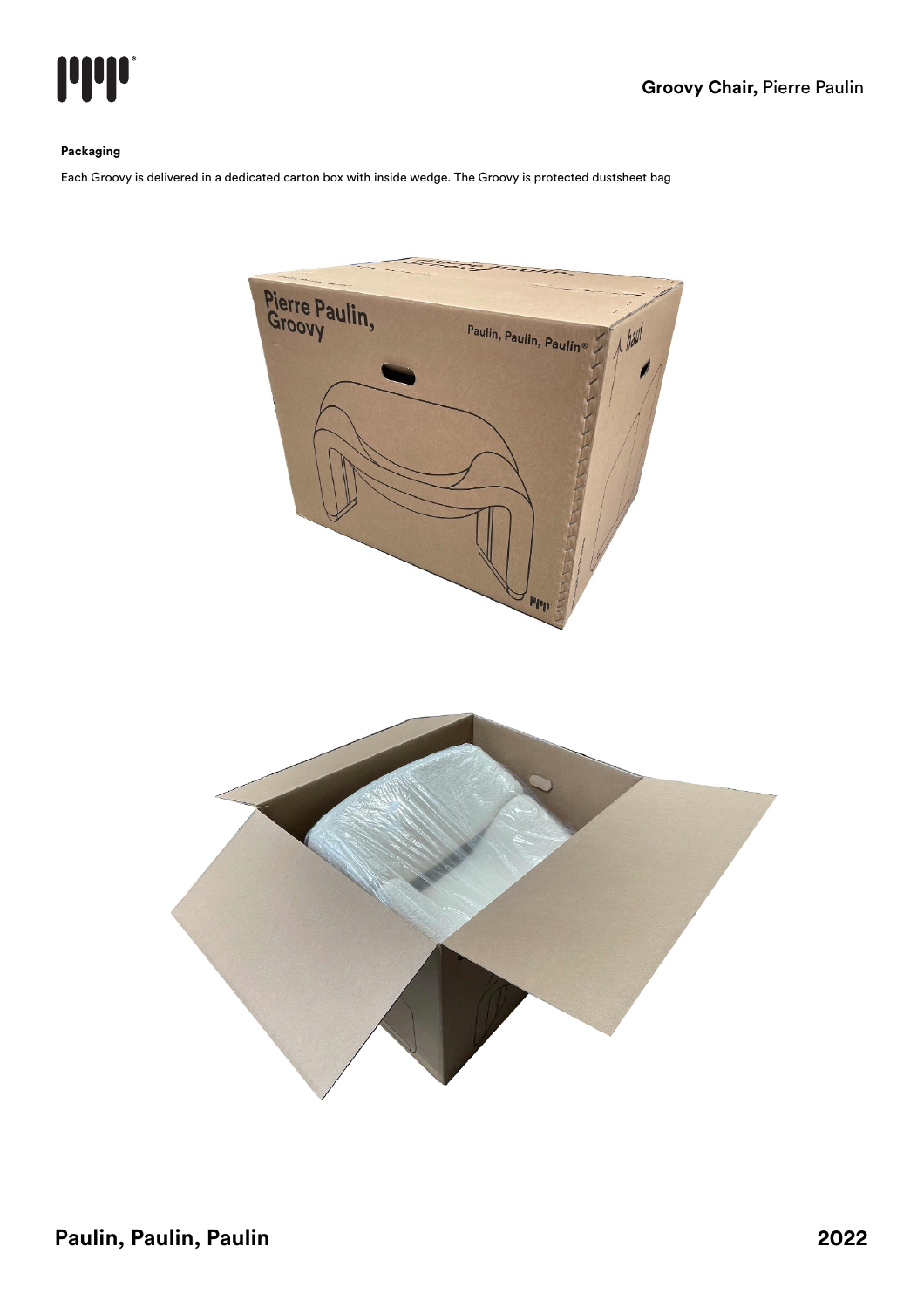**Packaging**

Each Groovy is delivered in a dedicated carton box with inside wedge. The Groovy is protected dustsheet bag